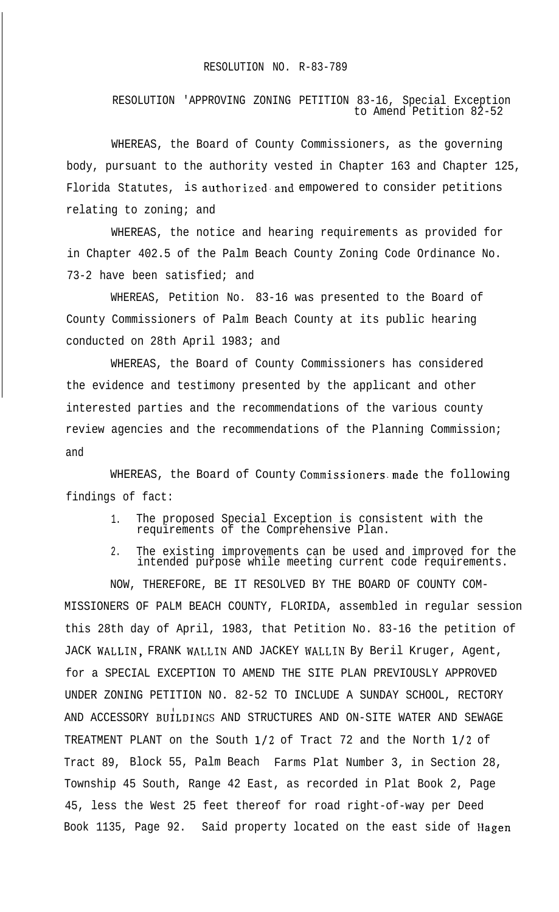RESOLUTION NO. R-83-789

RESOLUTION 'APPROVING ZONING PETITION 83-16, Special Exception to Amend Petition 82-52

WHEREAS, the Board of County Commissioners, as the governing body, pursuant to the authority vested in Chapter 163 and Chapter 125, Florida Statutes, is authorized and empowered to consider petitions relating to zoning; and

WHEREAS, the notice and hearing requirements as provided for in Chapter 402.5 of the Palm Beach County Zoning Code Ordinance No. 73-2 have been satisfied; and

WHEREAS, Petition No. 83-16 was presented to the Board of County Commissioners of Palm Beach County at its public hearing conducted on 28th April 1983; and

WHEREAS, the Board of County Commissioners has considered the evidence and testimony presented by the applicant and other interested parties and the recommendations of the various county review agencies and the recommendations of the Planning Commission; and

WHEREAS, the Board of County Commissioners made the following findings of fact:

1. The proposed Special Exception is consistent with the requirements of the Comprehensive Plan.
2. The existing improvements can be used and improved for the intended purpose while meeting current code requirements.

NOW, THEREFORE, BE IT RESOLVED BY THE BOARD OF COUNTY COMMISSIONERS OF PALM BEACH COUNTY, FLORIDA, assembled in regular session this 28th day of April, 1983, that Petition No. 83-16 the petition of JACK WALLIN, FRANK WALLIN AND JACKEY WALLIN By Beril Kruger, Agent, for a SPECIAL EXCEPTION TO AMEND THE SITE PLAN PREVIOUSLY APPROVED UNDER ZONING PETITION NO. 82-52 TO INCLUDE A SUNDAY SCHOOL, RECTORY AND ACCESSORY BUILDINGS AND STRUCTURES AND ON-SITE WATER AND SEWAGE TREATMENT PLANT on the South 1/2 of Tract 72 and the North 1/2 of Tract 89, Block 55, Palm Beach Farms Plat Number 3, in Section 28, Township 45 South, Range 42 East, as recorded in Plat Book 2, Page 45, less the West 25 feet thereof for road right-of-way per Deed Book 1135, Page 92. Said property located on the east side of Hagen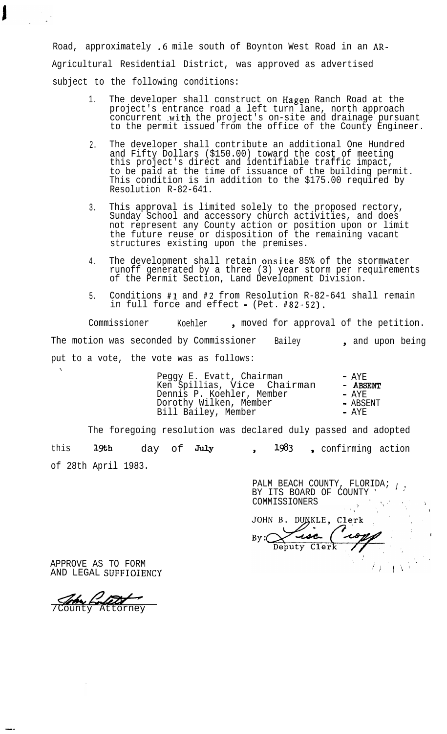Road, approximately .6 mile south of Boynton West Road in an AR-Agricultural Residential District, was approved as advertised subject to the following conditions:

1. The developer shall construct on Hagen Ranch Road at the project's entrance road a left turn lane, north approach concurrent with the project's on-site and drainage pursuant to the permit issued from the office of the County Engineer.
2. The developer shall contribute an additional One Hundred and Fifty Dollars ($150.00) toward the cost of meeting this project's direct and identifiable traffic impact, to be paid at the time of issuance of the building permit. This condition is in addition to the $175.00 required by Resolution R-82-641.
3. This approval is limited solely to the proposed rectory, Sunday School and accessory church activities, and does not represent any County action or position upon or limit the future reuse or disposition of the remaining vacant structures existing upon the premises.
4. The development shall retain onsite 85% of the stormwater runoff generated by a three (3) year storm per requirements of the Permit Section, Land Development Division.
5. Conditions #1 and #2 from Resolution R-82-641 shall remain in full force and effect - (Pet. #82-52).

Commissioner Koehler, moved for approval of the petition. The motion was seconded by Commissioner Bailey, and upon being put to a vote, the vote was as follows:

| | |
|---|---|
| Peggy E. Evatt, Chairman | - AYE |
| Ken Spillias, Vice Chairman | - ABSENT |
| Dennis P. Koehler, Member | - AYE |
| Dorothy Wilken, Member | - ABSENT |
| Bill Bailey, Member | - AYE |

The foregoing resolution was declared duly passed and adopted this 19th day of July, 1983, confirming action of 28th April 1983.

PALM BEACH COUNTY, FLORIDA;
BY ITS BOARD OF COUNTY
COMMISSIONERS

JOHN B. DUNKLE, Clerk

By: Deputy Clerk

APPROVE AS TO FORM
AND LEGAL SUFFICIENCY

County Attorney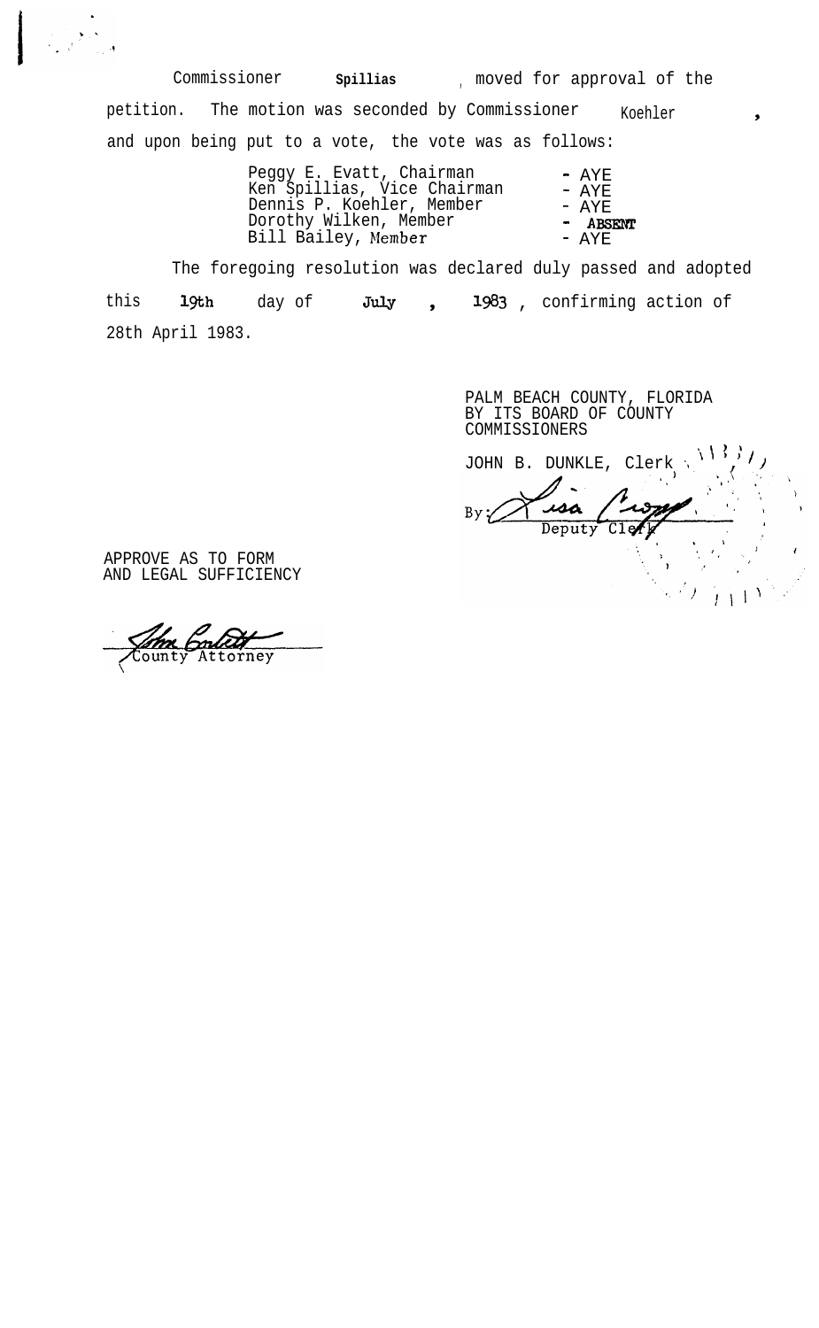Commissioner Spillias, moved for approval of the petition. The motion was seconded by Commissioner Koehler, and upon being put to a vote, the vote was as follows:

| | |
|---|---|
| Peggy E. Evatt, Chairman | - AYE |
| Ken Spillias, Vice Chairman | - AYE |
| Dennis P. Koehler, Member | - AYE |
| Dorothy Wilken, Member | - ABSENT |
| Bill Bailey, Member | - AYE |

The foregoing resolution was declared duly passed and adopted this 19th day of July, 1983, confirming action of 28th April 1983.

PALM BEACH COUNTY, FLORIDA
BY ITS BOARD OF COUNTY
COMMISSIONERS

JOHN B. DUNKLE, Clerk

By: Lisa Cropp
Deputy Clerk

APPROVE AS TO FORM
AND LEGAL SUFFICIENCY

John Corbett
County Attorney